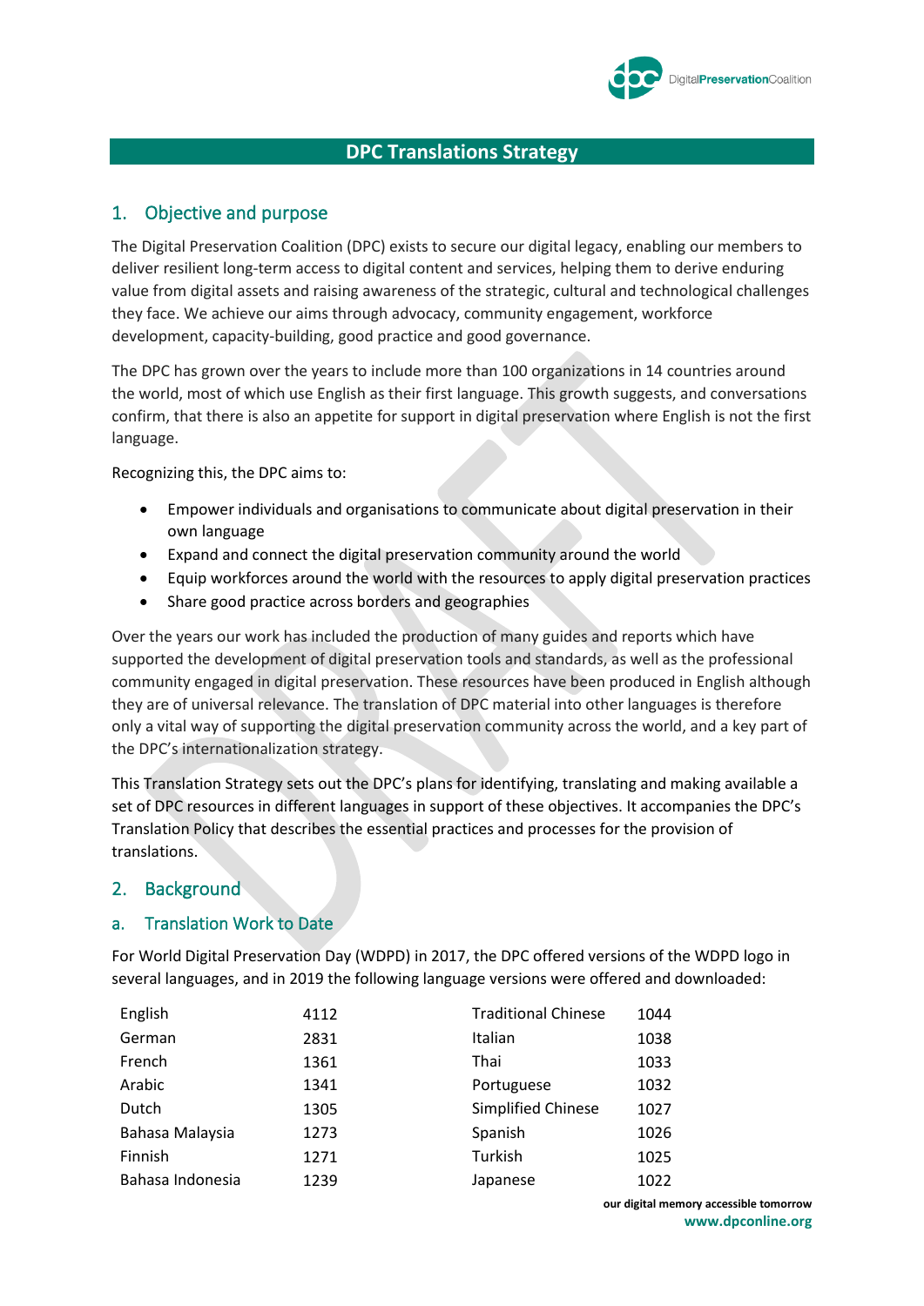# DPC Translations Strategy

## 1. Objective and purpose

The Digital Preservation Coalition (DPC) exists to secure our digital legacy, enabling our members to deliver resilient long-term access to digital content and services, helping them to derive enduring value from digital assets and raising awareness of the strategic, cultural and technological challenges they face. We achieve our aims through advocacy, community engagement, workforce development, capacity-building, good practice and good governance.

The DPC has grown over the years to include more than 100 organizations in 14 countries around the world, most of which use English as their first language. This growth suggests, and conversations confirm, that there is also an appetite for support in digital preservation where English is not the first language.

Recognizing this, the DPC aims to:

- Empower individuals and organisations to communicate about digital preservation in their own language
- Expand and connect the digital preservation community around the world
- Equip workforces around the world with the resources to apply digital preservation practices
- Share good practice across borders and geographies

Over the years our work has included the production of many guides and reports which have supported the development of digital preservation tools and standards, as well as the professional community engaged in digital preservation. These resources have been produced in English although they are of universal relevance. The translation of DPC material into other languages is therefore only a vital way of supporting the digital preservation community across the world, and a key part of the DPC's internationalization strategy.

This Translation Strategy sets out the DPC's plans for identifying, translating and making available a set of DPC resources in different languages in support of these objectives. It accompanies the DPC's Translation Policy that describes the essential practices and processes for the provision of translations.

## 2. Background

### a. Translation Work to Date

For World Digital Preservation Day (WDPD) in 2017, the DPC offered versions of the WDPD logo in several languages, and in 2019 the following language versions were offered and downloaded:

| | | | |
|---|---|---|---|
| English | 4112 | Traditional Chinese | 1044 |
| German | 2831 | Italian | 1038 |
| French | 1361 | Thai | 1033 |
| Arabic | 1341 | Portuguese | 1032 |
| Dutch | 1305 | Simplified Chinese | 1027 |
| Bahasa Malaysia | 1273 | Spanish | 1026 |
| Finnish | 1271 | Turkish | 1025 |
| Bahasa Indonesia | 1239 | Japanese | 1022 |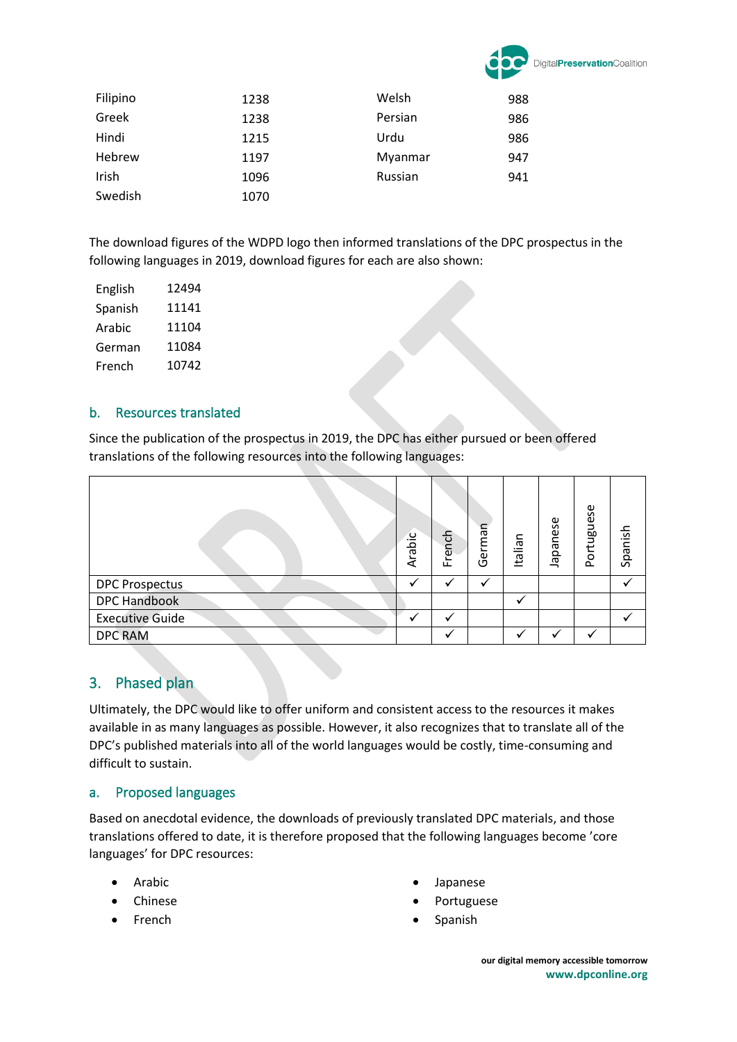| | | | |
|---|---|---|---|
| Filipino | 1238 | Welsh | 988 |
| Greek | 1238 | Persian | 986 |
| Hindi | 1215 | Urdu | 986 |
| Hebrew | 1197 | Myanmar | 947 |
| Irish | 1096 | Russian | 941 |
| Swedish | 1070 | | |

The download figures of the WDPD logo then informed translations of the DPC prospectus in the following languages in 2019, download figures for each are also shown:

| | |
|---|---|
| English | 12494 |
| Spanish | 11141 |
| Arabic | 11104 |
| German | 11084 |
| French | 10742 |

### b. Resources translated

Since the publication of the prospectus in 2019, the DPC has either pursued or been offered translations of the following resources into the following languages:

| | Arabic | French | German | Italian | Japanese | Portuguese | Spanish |
|---|---|---|---|---|---|---|---|
| DPC Prospectus | ✓ | ✓ | ✓ | | | | ✓ |
| DPC Handbook | | | | ✓ | | | |
| Executive Guide | ✓ | ✓ | | | | | ✓ |
| DPC RAM | | ✓ | | ✓ | ✓ | ✓ | |

## 3. Phased plan

Ultimately, the DPC would like to offer uniform and consistent access to the resources it makes available in as many languages as possible. However, it also recognizes that to translate all of the DPC's published materials into all of the world languages would be costly, time-consuming and difficult to sustain.

### a. Proposed languages

Based on anecdotal evidence, the downloads of previously translated DPC materials, and those translations offered to date, it is therefore proposed that the following languages become 'core languages' for DPC resources:

- Arabic
- Chinese
- French
- Japanese
- Portuguese
- Spanish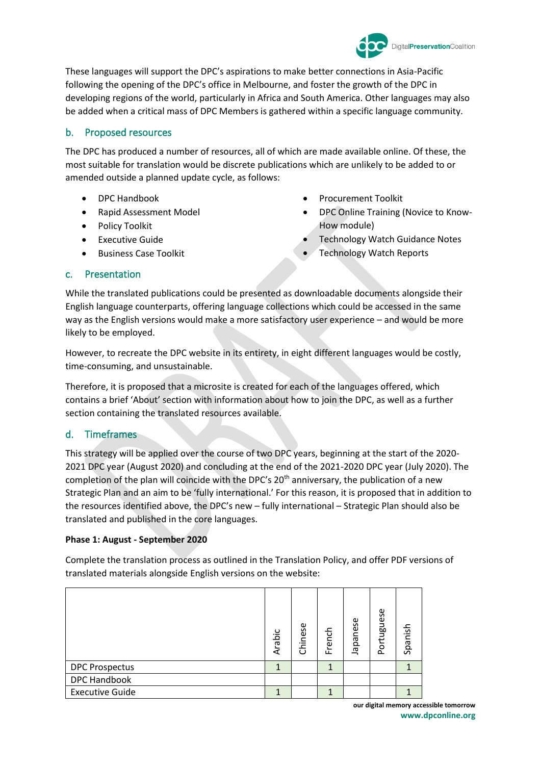These languages will support the DPC's aspirations to make better connections in Asia-Pacific following the opening of the DPC's office in Melbourne, and foster the growth of the DPC in developing regions of the world, particularly in Africa and South America. Other languages may also be added when a critical mass of DPC Members is gathered within a specific language community.

## b. Proposed resources

The DPC has produced a number of resources, all of which are made available online. Of these, the most suitable for translation would be discrete publications which are unlikely to be added to or amended outside a planned update cycle, as follows:

- DPC Handbook
- Rapid Assessment Model
- Policy Toolkit
- Executive Guide
- Business Case Toolkit
- Procurement Toolkit
- DPC Online Training (Novice to Know-How module)
- Technology Watch Guidance Notes
- Technology Watch Reports

## c. Presentation

While the translated publications could be presented as downloadable documents alongside their English language counterparts, offering language collections which could be accessed in the same way as the English versions would make a more satisfactory user experience – and would be more likely to be employed.

However, to recreate the DPC website in its entirety, in eight different languages would be costly, time-consuming, and unsustainable.

Therefore, it is proposed that a microsite is created for each of the languages offered, which contains a brief 'About' section with information about how to join the DPC, as well as a further section containing the translated resources available.

## d. Timeframes

This strategy will be applied over the course of two DPC years, beginning at the start of the 2020-2021 DPC year (August 2020) and concluding at the end of the 2021-2020 DPC year (July 2020). The completion of the plan will coincide with the DPC's 20th anniversary, the publication of a new Strategic Plan and an aim to be 'fully international.' For this reason, it is proposed that in addition to the resources identified above, the DPC's new – fully international – Strategic Plan should also be translated and published in the core languages.

**Phase 1: August - September 2020**

Complete the translation process as outlined in the Translation Policy, and offer PDF versions of translated materials alongside English versions on the website:

| | Arabic | Chinese | French | Japanese | Portuguese | Spanish |
|---|---|---|---|---|---|---|
| DPC Prospectus | 1 | | 1 | | | 1 |
| DPC Handbook | | | | | | |
| Executive Guide | 1 | | 1 | | | 1 |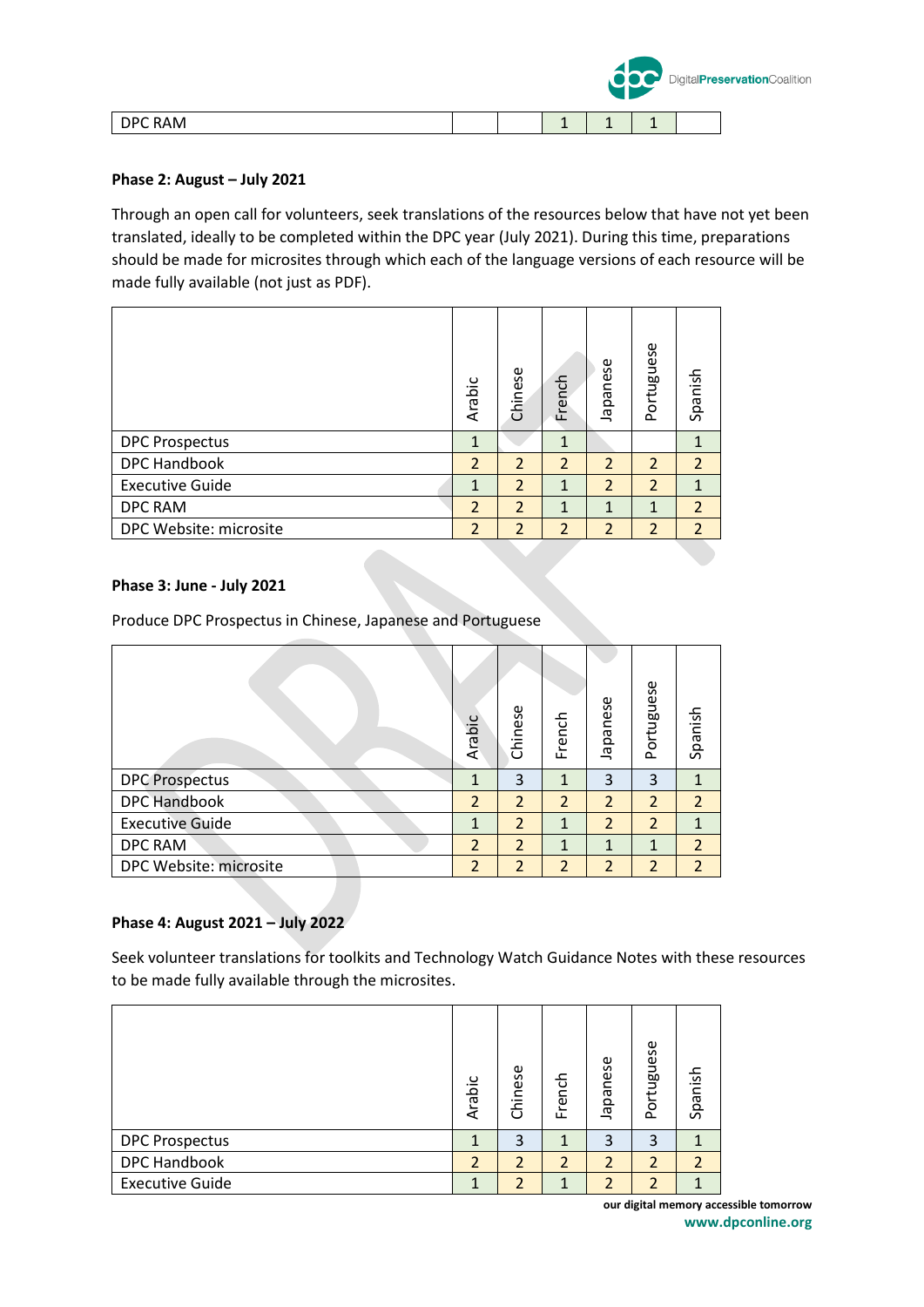| DPC RAM | | | 1 | 1 | 1 | |
|---|---|---|---|---|---|---|

**Phase 2: August – July 2021**

Through an open call for volunteers, seek translations of the resources below that have not yet been translated, ideally to be completed within the DPC year (July 2021). During this time, preparations should be made for microsites through which each of the language versions of each resource will be made fully available (not just as PDF).

| | Arabic | Chinese | French | Japanese | Portuguese | Spanish |
|---|---|---|---|---|---|---|
| DPC Prospectus | 1 | | 1 | | | 1 |
| DPC Handbook | 2 | 2 | 2 | 2 | 2 | 2 |
| Executive Guide | 1 | 2 | 1 | 2 | 2 | 1 |
| DPC RAM | 2 | 2 | 1 | 1 | 1 | 2 |
| DPC Website: microsite | 2 | 2 | 2 | 2 | 2 | 2 |

**Phase 3: June - July 2021**

Produce DPC Prospectus in Chinese, Japanese and Portuguese

| | Arabic | Chinese | French | Japanese | Portuguese | Spanish |
|---|---|---|---|---|---|---|
| DPC Prospectus | 1 | 3 | 1 | 3 | 3 | 1 |
| DPC Handbook | 2 | 2 | 2 | 2 | 2 | 2 |
| Executive Guide | 1 | 2 | 1 | 2 | 2 | 1 |
| DPC RAM | 2 | 2 | 1 | 1 | 1 | 2 |
| DPC Website: microsite | 2 | 2 | 2 | 2 | 2 | 2 |

**Phase 4: August 2021 – July 2022**

Seek volunteer translations for toolkits and Technology Watch Guidance Notes with these resources to be made fully available through the microsites.

| | Arabic | Chinese | French | Japanese | Portuguese | Spanish |
|---|---|---|---|---|---|---|
| DPC Prospectus | 1 | 3 | 1 | 3 | 3 | 1 |
| DPC Handbook | 2 | 2 | 2 | 2 | 2 | 2 |
| Executive Guide | 1 | 2 | 1 | 2 | 2 | 1 |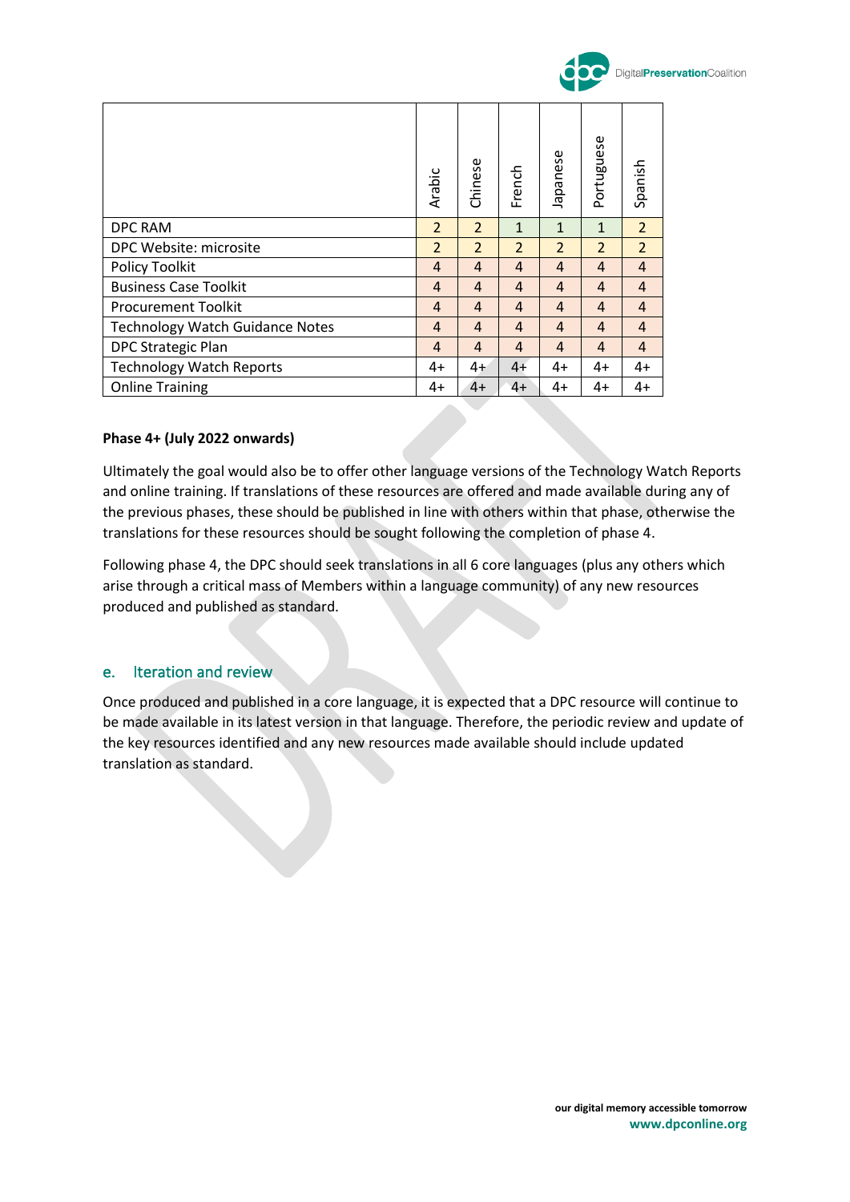| | Arabic | Chinese | French | Japanese | Portuguese | Spanish |
|---|---|---|---|---|---|---|
| DPC RAM | 2 | 2 | 1 | 1 | 1 | 2 |
| DPC Website: microsite | 2 | 2 | 2 | 2 | 2 | 2 |
| Policy Toolkit | 4 | 4 | 4 | 4 | 4 | 4 |
| Business Case Toolkit | 4 | 4 | 4 | 4 | 4 | 4 |
| Procurement Toolkit | 4 | 4 | 4 | 4 | 4 | 4 |
| Technology Watch Guidance Notes | 4 | 4 | 4 | 4 | 4 | 4 |
| DPC Strategic Plan | 4 | 4 | 4 | 4 | 4 | 4 |
| Technology Watch Reports | 4+ | 4+ | 4+ | 4+ | 4+ | 4+ |
| Online Training | 4+ | 4+ | 4+ | 4+ | 4+ | 4+ |

**Phase 4+ (July 2022 onwards)**

Ultimately the goal would also be to offer other language versions of the Technology Watch Reports and online training. If translations of these resources are offered and made available during any of the previous phases, these should be published in line with others within that phase, otherwise the translations for these resources should be sought following the completion of phase 4.

Following phase 4, the DPC should seek translations in all 6 core languages (plus any others which arise through a critical mass of Members within a language community) of any new resources produced and published as standard.

## e. Iteration and review

Once produced and published in a core language, it is expected that a DPC resource will continue to be made available in its latest version in that language. Therefore, the periodic review and update of the key resources identified and any new resources made available should include updated translation as standard.